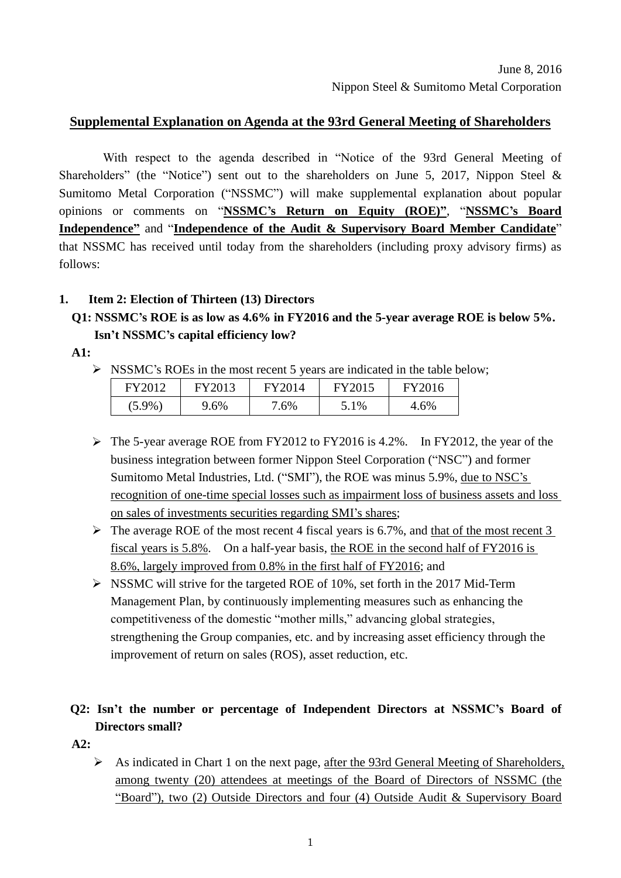June 8, 2016
Nippon Steel & Sumitomo Metal Corporation

## Supplemental Explanation on Agenda at the 93rd General Meeting of Shareholders

With respect to the agenda described in "Notice of the 93rd General Meeting of Shareholders" (the "Notice") sent out to the shareholders on June 5, 2017, Nippon Steel & Sumitomo Metal Corporation ("NSSMC") will make supplemental explanation about popular opinions or comments on "**NSSMC's Return on Equity (ROE)**", "**NSSMC's Board Independence**" and "**Independence of the Audit & Supervisory Board Member Candidate**" that NSSMC has received until today from the shareholders (including proxy advisory firms) as follows:

### 1. Item 2: Election of Thirteen (13) Directors

**Q1: NSSMC's ROE is as low as 4.6% in FY2016 and the 5-year average ROE is below 5%. Isn't NSSMC's capital efficiency low?**

**A1:**

- NSSMC's ROEs in the most recent 5 years are indicated in the table below;

| FY2012 | FY2013 | FY2014 | FY2015 | FY2016 |
|---|---|---|---|---|
| (5.9%) | 9.6% | 7.6% | 5.1% | 4.6% |

- The 5-year average ROE from FY2012 to FY2016 is 4.2%. In FY2012, the year of the business integration between former Nippon Steel Corporation ("NSC") and former Sumitomo Metal Industries, Ltd. ("SMI"), the ROE was minus 5.9%, due to NSC's recognition of one-time special losses such as impairment loss of business assets and loss on sales of investments securities regarding SMI's shares;
- The average ROE of the most recent 4 fiscal years is 6.7%, and that of the most recent 3 fiscal years is 5.8%. On a half-year basis, the ROE in the second half of FY2016 is 8.6%, largely improved from 0.8% in the first half of FY2016; and
- NSSMC will strive for the targeted ROE of 10%, set forth in the 2017 Mid-Term Management Plan, by continuously implementing measures such as enhancing the competitiveness of the domestic "mother mills," advancing global strategies, strengthening the Group companies, etc. and by increasing asset efficiency through the improvement of return on sales (ROS), asset reduction, etc.

**Q2: Isn't the number or percentage of Independent Directors at NSSMC's Board of Directors small?**

**A2:**

- As indicated in Chart 1 on the next page, after the 93rd General Meeting of Shareholders, among twenty (20) attendees at meetings of the Board of Directors of NSSMC (the "Board"), two (2) Outside Directors and four (4) Outside Audit & Supervisory Board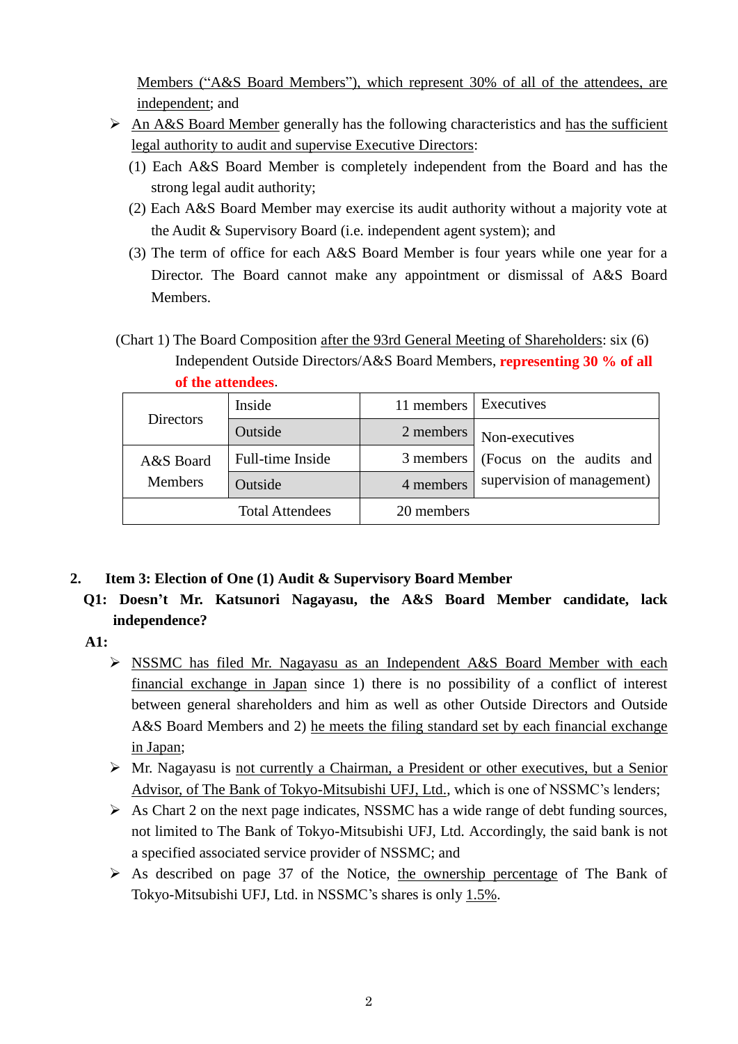Members ("A&S Board Members"), which represent 30% of all of the attendees, are independent; and

- An A&S Board Member generally has the following characteristics and has the sufficient legal authority to audit and supervise Executive Directors:
  1. Each A&S Board Member is completely independent from the Board and has the strong legal audit authority;
  2. Each A&S Board Member may exercise its audit authority without a majority vote at the Audit & Supervisory Board (i.e. independent agent system); and
  3. The term of office for each A&S Board Member is four years while one year for a Director. The Board cannot make any appointment or dismissal of A&S Board Members.

(Chart 1) The Board Composition after the 93rd General Meeting of Shareholders: six (6) Independent Outside Directors/A&S Board Members, **representing 30 % of all of the attendees**.

| | | | |
|---|---|---|---|
| Directors | Inside | 11 members | Executives |
| | Outside | 2 members | Non-executives (Focus on the audits and supervision of management) |
| A&S Board Members | Full-time Inside | 3 members | |
| | Outside | 4 members | |
| Total Attendees | | 20 members | |

## 2. Item 3: Election of One (1) Audit & Supervisory Board Member

**Q1: Doesn't Mr. Katsunori Nagayasu, the A&S Board Member candidate, lack independence?**

**A1:**

- NSSMC has filed Mr. Nagayasu as an Independent A&S Board Member with each financial exchange in Japan since 1) there is no possibility of a conflict of interest between general shareholders and him as well as other Outside Directors and Outside A&S Board Members and 2) he meets the filing standard set by each financial exchange in Japan;
- Mr. Nagayasu is not currently a Chairman, a President or other executives, but a Senior Advisor, of The Bank of Tokyo-Mitsubishi UFJ, Ltd., which is one of NSSMC's lenders;
- As Chart 2 on the next page indicates, NSSMC has a wide range of debt funding sources, not limited to The Bank of Tokyo-Mitsubishi UFJ, Ltd. Accordingly, the said bank is not a specified associated service provider of NSSMC; and
- As described on page 37 of the Notice, the ownership percentage of The Bank of Tokyo-Mitsubishi UFJ, Ltd. in NSSMC's shares is only 1.5%.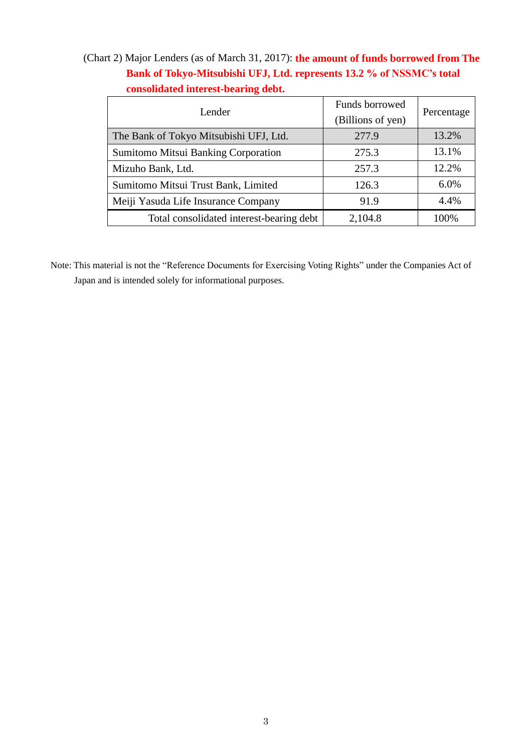(Chart 2) Major Lenders (as of March 31, 2017): **the amount of funds borrowed from The Bank of Tokyo-Mitsubishi UFJ, Ltd. represents 13.2 % of NSSMC's total consolidated interest-bearing debt.**

| Lender | Funds borrowed (Billions of yen) | Percentage |
|---|---|---|
| The Bank of Tokyo Mitsubishi UFJ, Ltd. | 277.9 | 13.2% |
| Sumitomo Mitsui Banking Corporation | 275.3 | 13.1% |
| Mizuho Bank, Ltd. | 257.3 | 12.2% |
| Sumitomo Mitsui Trust Bank, Limited | 126.3 | 6.0% |
| Meiji Yasuda Life Insurance Company | 91.9 | 4.4% |
| Total consolidated interest-bearing debt | 2,104.8 | 100% |

Note: This material is not the "Reference Documents for Exercising Voting Rights" under the Companies Act of Japan and is intended solely for informational purposes.